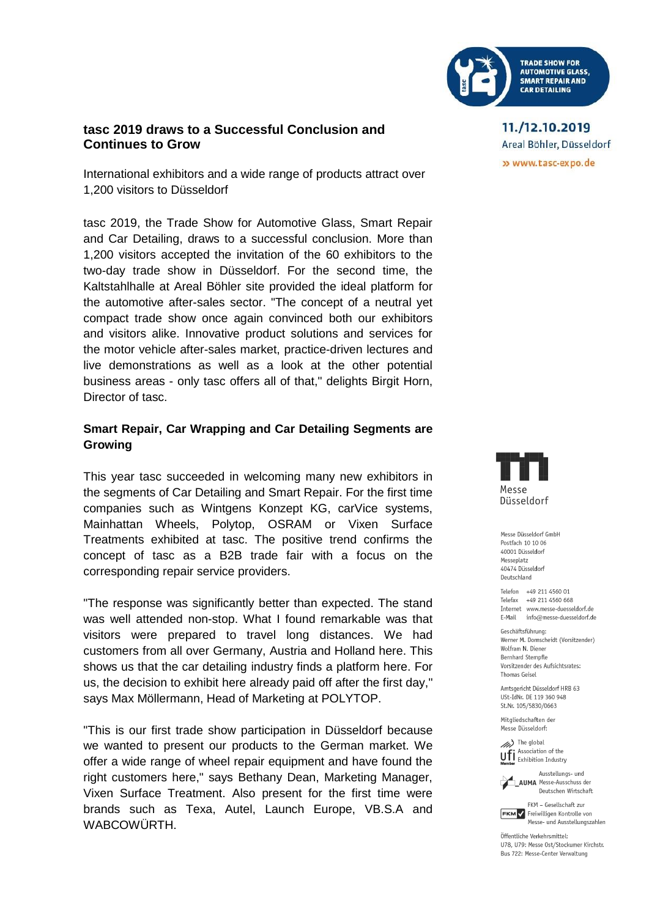## tasc 2019 draws to a Successful Conclusion and Continues to Grow

International exhibitors and a wide range of products attract over 1,200 visitors to Düsseldorf

tasc 2019, the Trade Show for Automotive Glass, Smart Repair and Car Detailing, draws to a successful conclusion. More than 1,200 visitors accepted the invitation of the 60 exhibitors to the two-day trade show in Düsseldorf. For the second time, the Kaltstahlhalle at Areal Böhler site provided the ideal platform for the automotive after-sales sector. "The concept of a neutral yet compact trade show once again convinced both our exhibitors and visitors alike. Innovative product solutions and services for the motor vehicle after-sales market, practice-driven lectures and live demonstrations as well as a look at the other potential business areas - only tasc offers all of that," delights Birgit Horn, Director of tasc.

### Smart Repair, Car Wrapping and Car Detailing Segments are Growing

This year tasc succeeded in welcoming many new exhibitors in the segments of Car Detailing and Smart Repair. For the first time companies such as Wintgens Konzept KG, carVice systems, Mainhattan Wheels, Polytop, OSRAM or Vixen Surface Treatments exhibited at tasc. The positive trend confirms the concept of tasc as a B2B trade fair with a focus on the corresponding repair service providers.

"The response was significantly better than expected. The stand was well attended non-stop. What I found remarkable was that visitors were prepared to travel long distances. We had customers from all over Germany, Austria and Holland here. This shows us that the car detailing industry finds a platform here. For us, the decision to exhibit here already paid off after the first day," says Max Möllermann, Head of Marketing at POLYTOP.

"This is our first trade show participation in Düsseldorf because we wanted to present our products to the German market. We offer a wide range of wheel repair equipment and have found the right customers here," says Bethany Dean, Marketing Manager, Vixen Surface Treatment. Also present for the first time were brands such as Texa, Autel, Launch Europe, VB.S.A and WABCOWÜRTH.

TRADE SHOW FOR AUTOMOTIVE GLASS, SMART REPAIR AND CAR DETAILING

11./12.10.2019
Areal Böhler, Düsseldorf
» www.tasc-expo.de

Messe Düsseldorf

Messe Düsseldorf GmbH
Postfach 10 10 06
40001 Düsseldorf
Messeplatz
40474 Düsseldorf
Deutschland

Telefon +49 211 4560 01
Telefax +49 211 4560 668
Internet www.messe-duesseldorf.de
E-Mail info@messe-duesseldorf.de

Geschäftsführung:
Werner M. Dornscheidt (Vorsitzender)
Wolfram N. Diener
Bernhard Stempfle
Vorsitzender des Aufsichtsrates:
Thomas Geisel

Amtsgericht Düsseldorf HRB 63
USt-IdNr. DE 119 360 948
St.Nr. 105/5830/0663

Mitgliedschaften der Messe Düsseldorf:

The global Association of the Exhibition Industry

Ausstellungs- und Messe-Ausschuss der Deutschen Wirtschaft

FKM – Gesellschaft zur Freiwilligen Kontrolle von Messe- und Ausstellungszahlen

Öffentliche Verkehrsmittel:
U78, U79: Messe Ost/Stockumer Kirchstr.
Bus 722: Messe-Center Verwaltung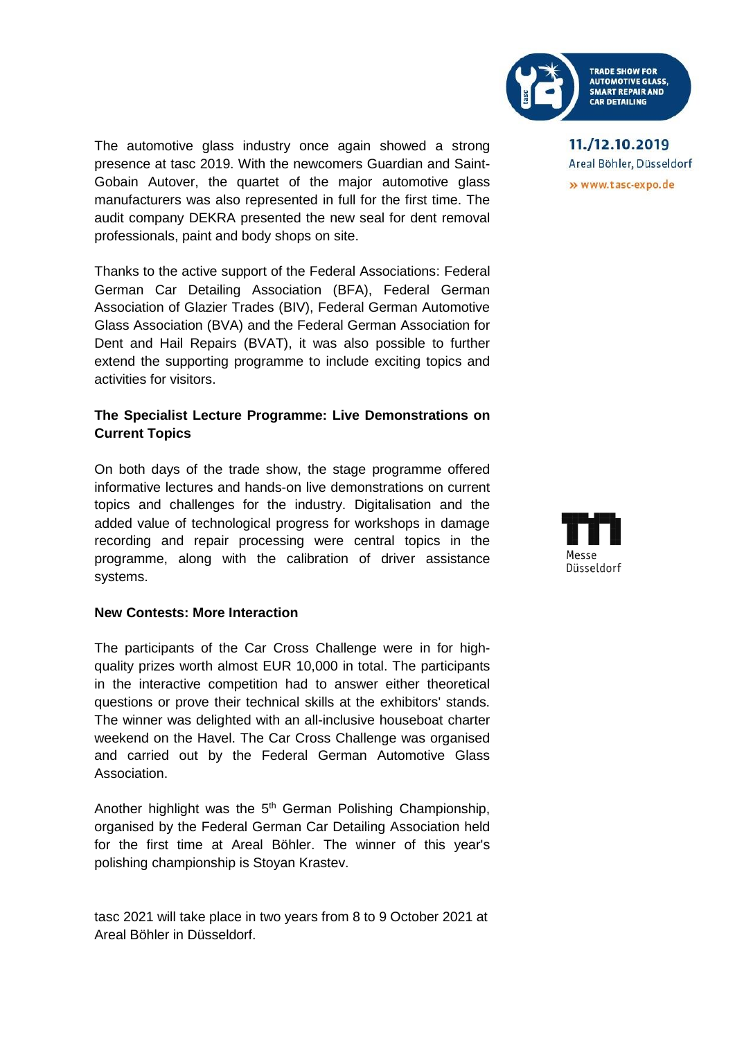The automotive glass industry once again showed a strong presence at tasc 2019. With the newcomers Guardian and Saint-Gobain Autover, the quartet of the major automotive glass manufacturers was also represented in full for the first time. The audit company DEKRA presented the new seal for dent removal professionals, paint and body shops on site.

Thanks to the active support of the Federal Associations: Federal German Car Detailing Association (BFA), Federal German Association of Glazier Trades (BIV), Federal German Automotive Glass Association (BVA) and the Federal German Association for Dent and Hail Repairs (BVAT), it was also possible to further extend the supporting programme to include exciting topics and activities for visitors.

**The Specialist Lecture Programme: Live Demonstrations on Current Topics**

On both days of the trade show, the stage programme offered informative lectures and hands-on live demonstrations on current topics and challenges for the industry. Digitalisation and the added value of technological progress for workshops in damage recording and repair processing were central topics in the programme, along with the calibration of driver assistance systems.

**New Contests: More Interaction**

The participants of the Car Cross Challenge were in for high-quality prizes worth almost EUR 10,000 in total. The participants in the interactive competition had to answer either theoretical questions or prove their technical skills at the exhibitors' stands. The winner was delighted with an all-inclusive houseboat charter weekend on the Havel. The Car Cross Challenge was organised and carried out by the Federal German Automotive Glass Association.

Another highlight was the 5th German Polishing Championship, organised by the Federal German Car Detailing Association held for the first time at Areal Böhler. The winner of this year's polishing championship is Stoyan Krastev.

tasc 2021 will take place in two years from 8 to 9 October 2021 at Areal Böhler in Düsseldorf.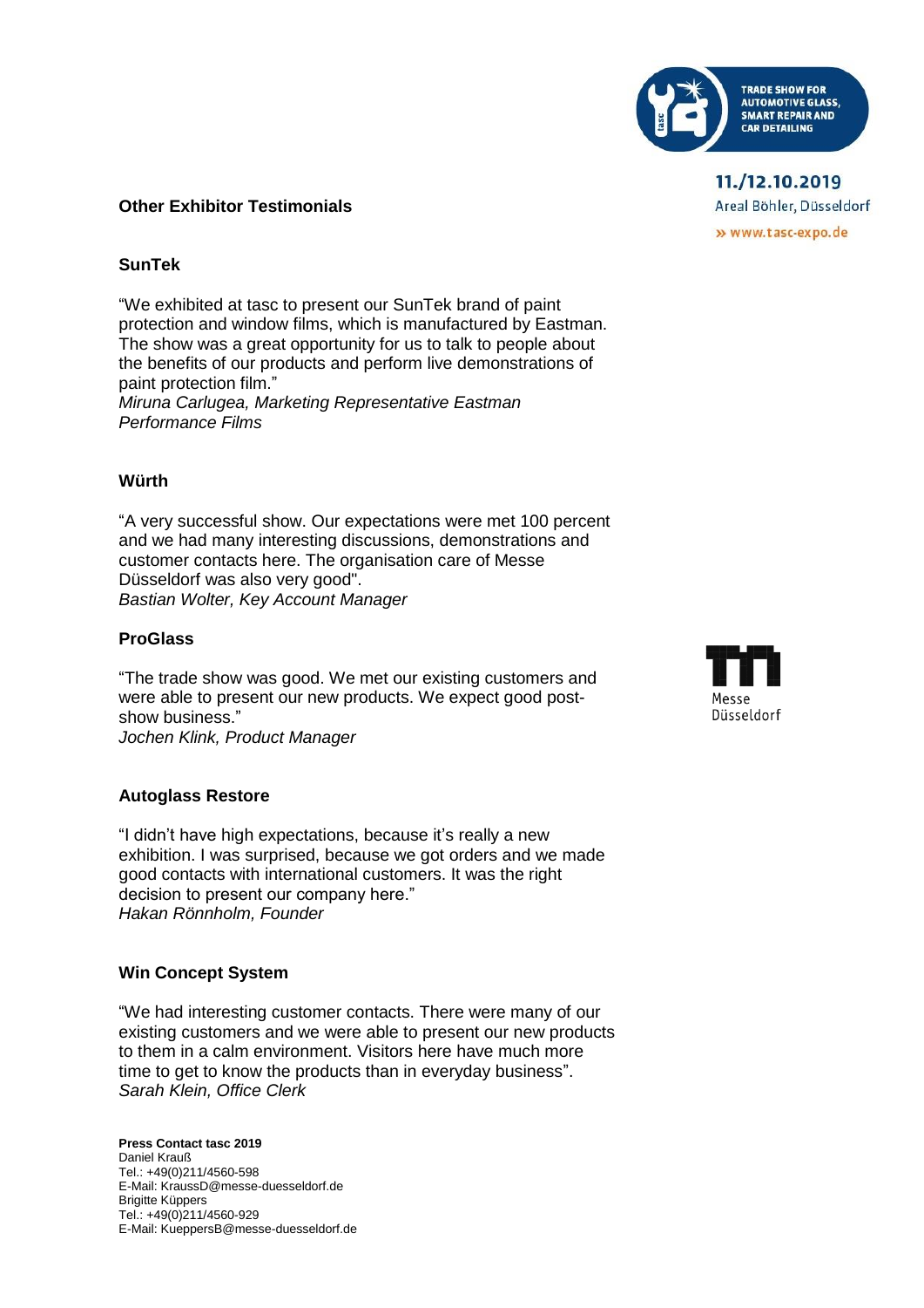## Other Exhibitor Testimonials

### SunTek

"We exhibited at tasc to present our SunTek brand of paint protection and window films, which is manufactured by Eastman. The show was a great opportunity for us to talk to people about the benefits of our products and perform live demonstrations of paint protection film."
*Miruna Carlugea, Marketing Representative Eastman Performance Films*

### Würth

"A very successful show. Our expectations were met 100 percent and we had many interesting discussions, demonstrations and customer contacts here. The organisation care of Messe Düsseldorf was also very good".
*Bastian Wolter, Key Account Manager*

### ProGlass

"The trade show was good. We met our existing customers and were able to present our new products. We expect good post-show business."
*Jochen Klink, Product Manager*

### Autoglass Restore

"I didn't have high expectations, because it's really a new exhibition. I was surprised, because we got orders and we made good contacts with international customers. It was the right decision to present our company here."
*Hakan Rönnholm, Founder*

### Win Concept System

"We had interesting customer contacts. There were many of our existing customers and we were able to present our new products to them in a calm environment. Visitors here have much more time to get to know the products than in everyday business".
*Sarah Klein, Office Clerk*

**Press Contact tasc 2019**
Daniel Krauß
Tel.: +49(0)211/4560-598
E-Mail: KraussD@messe-duesseldorf.de
Brigitte Küppers
Tel.: +49(0)211/4560-929
E-Mail: KueppersB@messe-duesseldorf.de